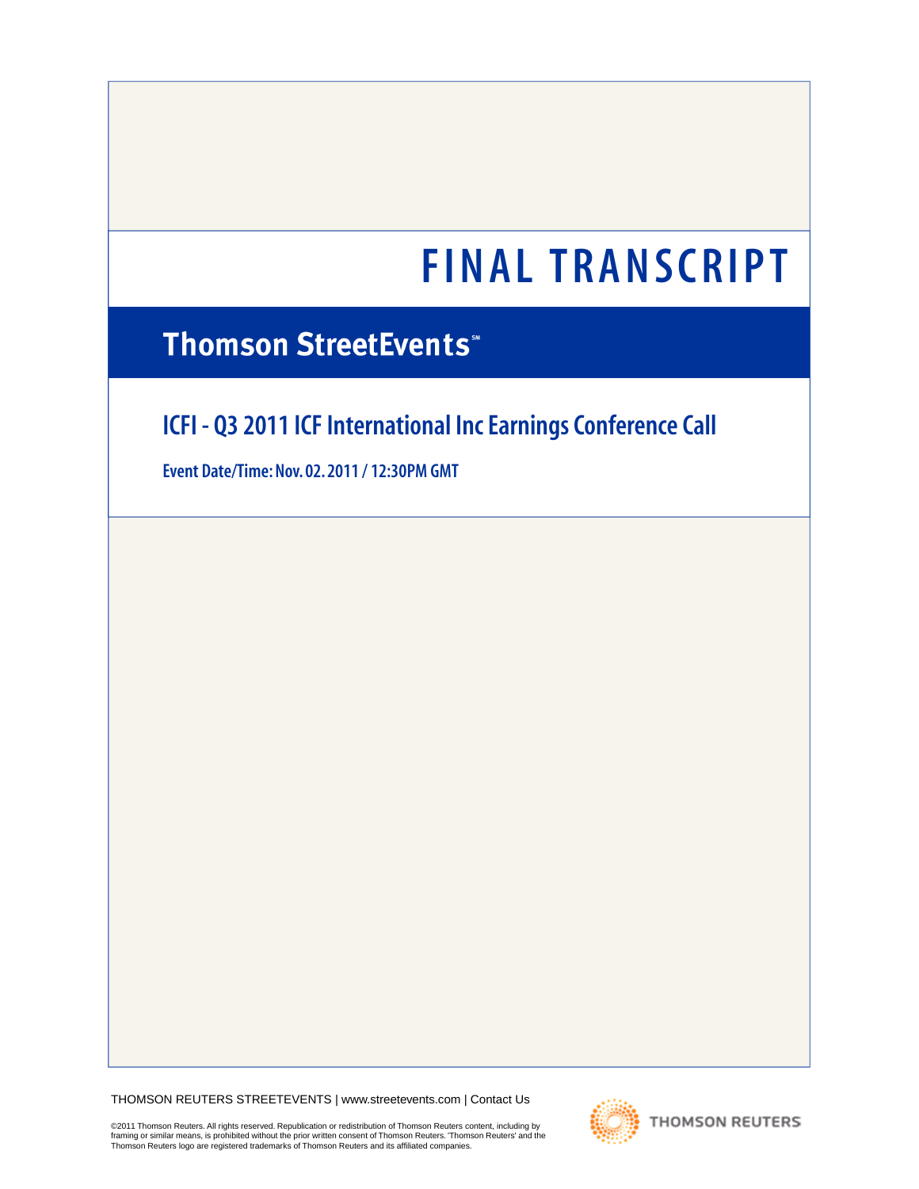# FINAL TRANSCRIPT

## Thomson StreetEvents℠

## ICFI - Q3 2011 ICF International Inc Earnings Conference Call

**Event Date/Time: Nov. 02. 2011 / 12:30PM GMT**

THOMSON REUTERS STREETEVENTS | www.streetevents.com | Contact Us

©2011 Thomson Reuters. All rights reserved. Republication or redistribution of Thomson Reuters content, including by framing or similar means, is prohibited without the prior written consent of Thomson Reuters. 'Thomson Reuters' and the Thomson Reuters logo are registered trademarks of Thomson Reuters and its affiliated companies.

THOMSON REUTERS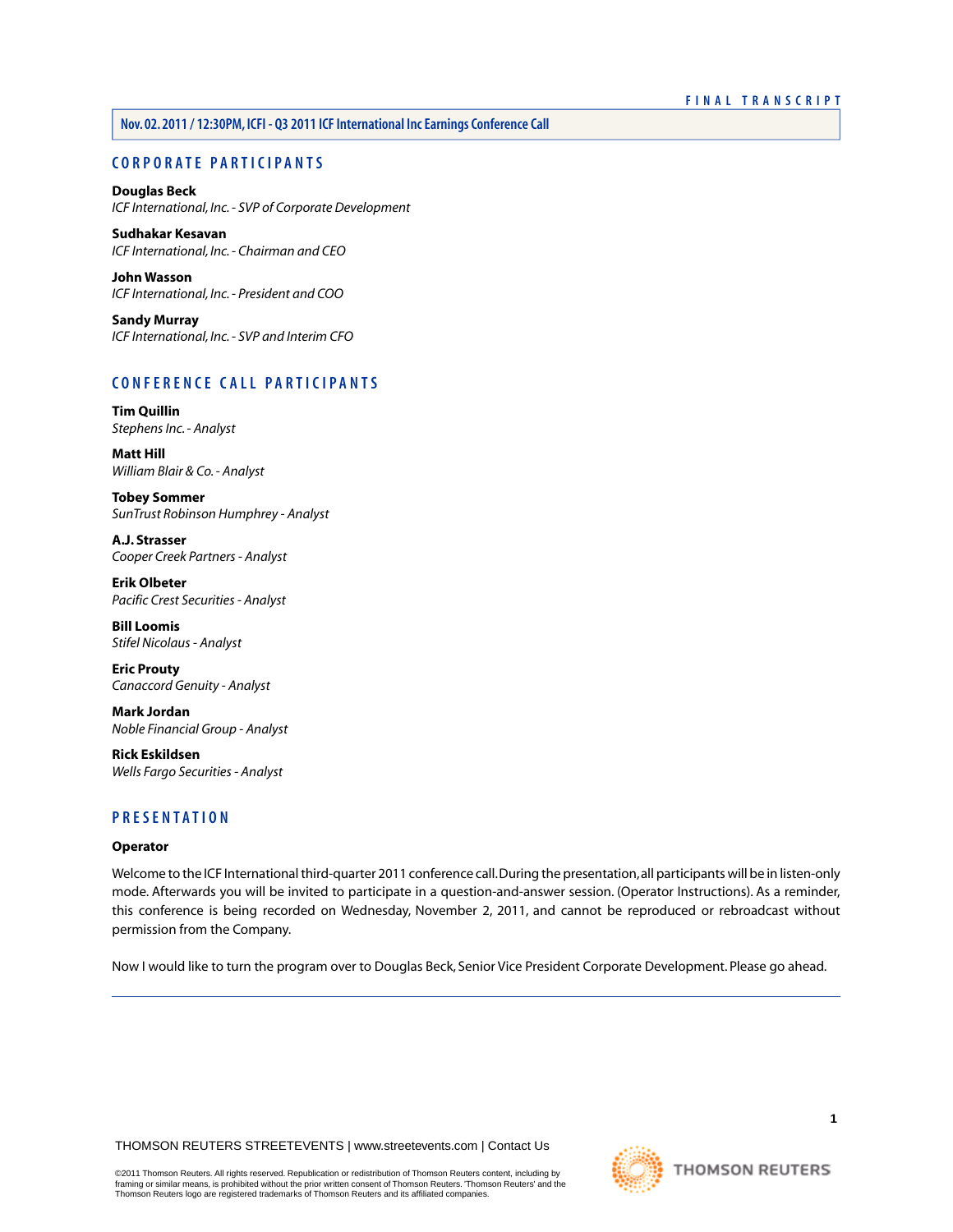## CORPORATE PARTICIPANTS

**Douglas Beck**
*ICF International, Inc. - SVP of Corporate Development*

**Sudhakar Kesavan**
*ICF International, Inc. - Chairman and CEO*

**John Wasson**
*ICF International, Inc. - President and COO*

**Sandy Murray**
*ICF International, Inc. - SVP and Interim CFO*

## CONFERENCE CALL PARTICIPANTS

**Tim Quillin**
*Stephens Inc. - Analyst*

**Matt Hill**
*William Blair & Co. - Analyst*

**Tobey Sommer**
*SunTrust Robinson Humphrey - Analyst*

**A.J. Strasser**
*Cooper Creek Partners - Analyst*

**Erik Olbeter**
*Pacific Crest Securities - Analyst*

**Bill Loomis**
*Stifel Nicolaus - Analyst*

**Eric Prouty**
*Canaccord Genuity - Analyst*

**Mark Jordan**
*Noble Financial Group - Analyst*

**Rick Eskildsen**
*Wells Fargo Securities - Analyst*

## PRESENTATION

**Operator**

Welcome to the ICF International third-quarter 2011 conference call. During the presentation, all participants will be in listen-only mode. Afterwards you will be invited to participate in a question-and-answer session. (Operator Instructions). As a reminder, this conference is being recorded on Wednesday, November 2, 2011, and cannot be reproduced or rebroadcast without permission from the Company.

Now I would like to turn the program over to Douglas Beck, Senior Vice President Corporate Development. Please go ahead.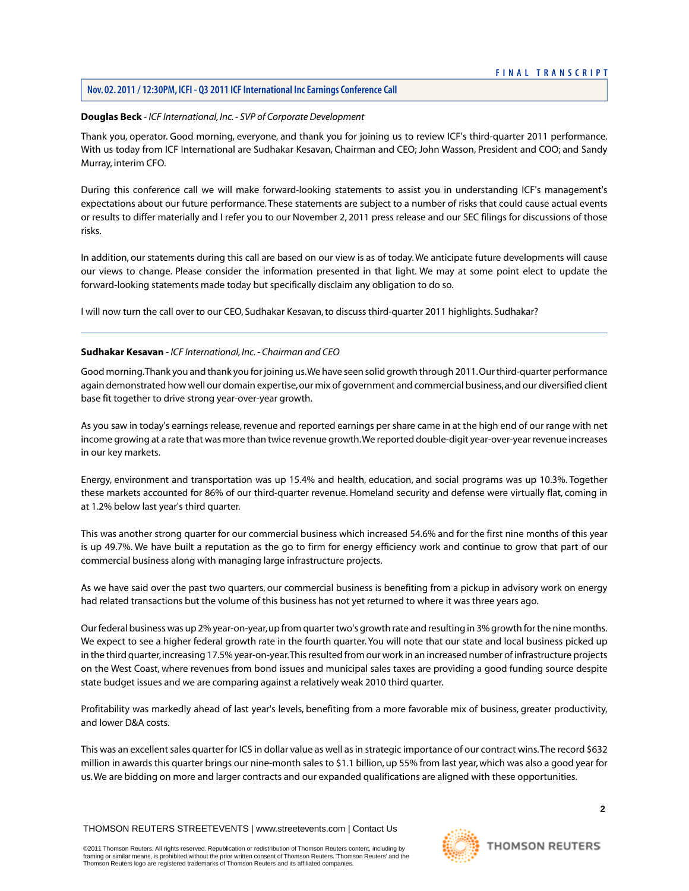**Douglas Beck** - *ICF International, Inc. - SVP of Corporate Development*

Thank you, operator. Good morning, everyone, and thank you for joining us to review ICF's third-quarter 2011 performance. With us today from ICF International are Sudhakar Kesavan, Chairman and CEO; John Wasson, President and COO; and Sandy Murray, interim CFO.

During this conference call we will make forward-looking statements to assist you in understanding ICF's management's expectations about our future performance. These statements are subject to a number of risks that could cause actual events or results to differ materially and I refer you to our November 2, 2011 press release and our SEC filings for discussions of those risks.

In addition, our statements during this call are based on our view is as of today. We anticipate future developments will cause our views to change. Please consider the information presented in that light. We may at some point elect to update the forward-looking statements made today but specifically disclaim any obligation to do so.

I will now turn the call over to our CEO, Sudhakar Kesavan, to discuss third-quarter 2011 highlights. Sudhakar?

---

**Sudhakar Kesavan** - *ICF International, Inc. - Chairman and CEO*

Good morning. Thank you and thank you for joining us. We have seen solid growth through 2011. Our third-quarter performance again demonstrated how well our domain expertise, our mix of government and commercial business, and our diversified client base fit together to drive strong year-over-year growth.

As you saw in today's earnings release, revenue and reported earnings per share came in at the high end of our range with net income growing at a rate that was more than twice revenue growth. We reported double-digit year-over-year revenue increases in our key markets.

Energy, environment and transportation was up 15.4% and health, education, and social programs was up 10.3%. Together these markets accounted for 86% of our third-quarter revenue. Homeland security and defense were virtually flat, coming in at 1.2% below last year's third quarter.

This was another strong quarter for our commercial business which increased 54.6% and for the first nine months of this year is up 49.7%. We have built a reputation as the go to firm for energy efficiency work and continue to grow that part of our commercial business along with managing large infrastructure projects.

As we have said over the past two quarters, our commercial business is benefiting from a pickup in advisory work on energy had related transactions but the volume of this business has not yet returned to where it was three years ago.

Our federal business was up 2% year-on-year, up from quarter two's growth rate and resulting in 3% growth for the nine months. We expect to see a higher federal growth rate in the fourth quarter. You will note that our state and local business picked up in the third quarter, increasing 17.5% year-on-year. This resulted from our work in an increased number of infrastructure projects on the West Coast, where revenues from bond issues and municipal sales taxes are providing a good funding source despite state budget issues and we are comparing against a relatively weak 2010 third quarter.

Profitability was markedly ahead of last year's levels, benefiting from a more favorable mix of business, greater productivity, and lower D&A costs.

This was an excellent sales quarter for ICS in dollar value as well as in strategic importance of our contract wins. The record $632 million in awards this quarter brings our nine-month sales to $1.1 billion, up 55% from last year, which was also a good year for us. We are bidding on more and larger contracts and our expanded qualifications are aligned with these opportunities.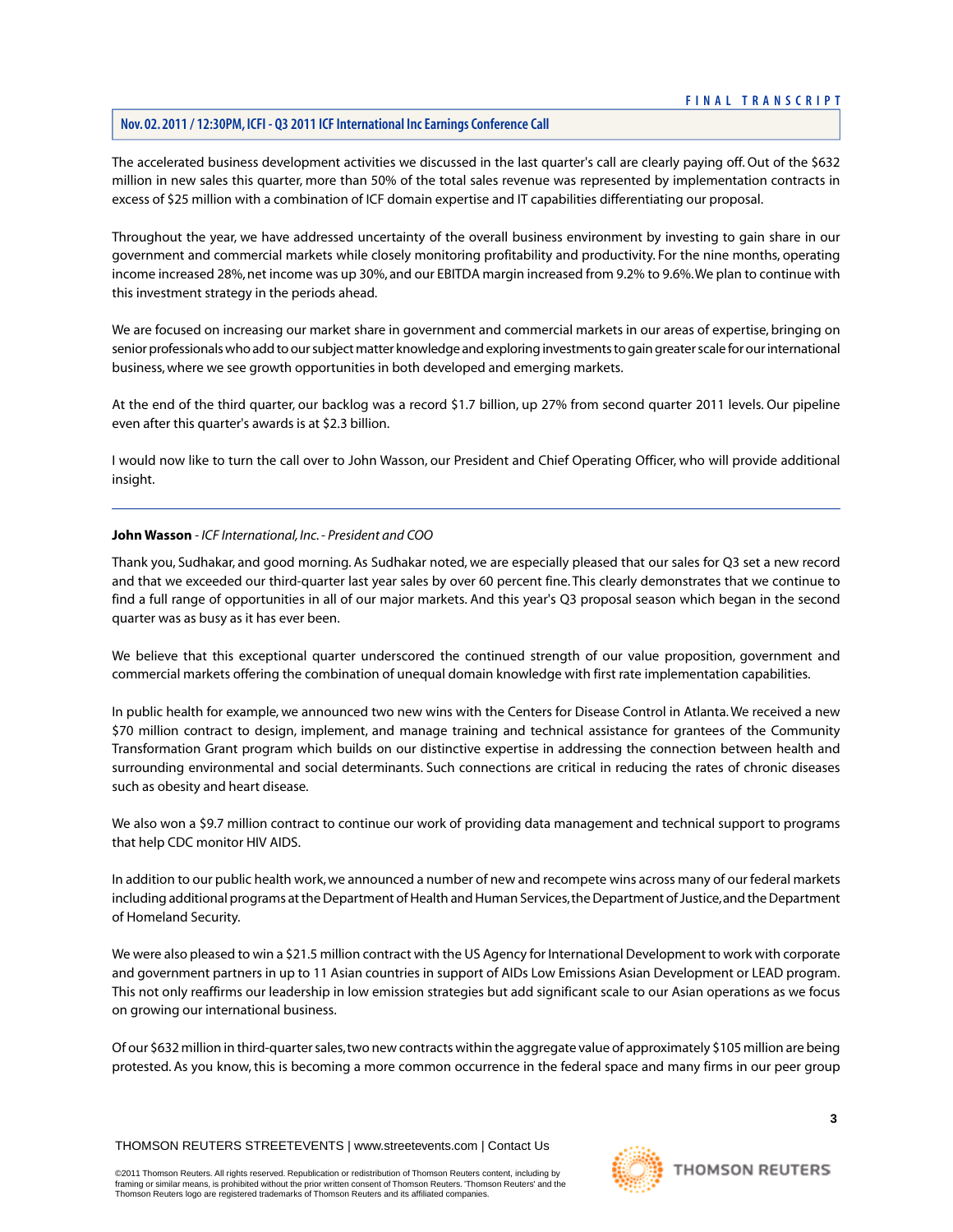The accelerated business development activities we discussed in the last quarter's call are clearly paying off. Out of the $632 million in new sales this quarter, more than 50% of the total sales revenue was represented by implementation contracts in excess of $25 million with a combination of ICF domain expertise and IT capabilities differentiating our proposal.

Throughout the year, we have addressed uncertainty of the overall business environment by investing to gain share in our government and commercial markets while closely monitoring profitability and productivity. For the nine months, operating income increased 28%, net income was up 30%, and our EBITDA margin increased from 9.2% to 9.6%. We plan to continue with this investment strategy in the periods ahead.

We are focused on increasing our market share in government and commercial markets in our areas of expertise, bringing on senior professionals who add to our subject matter knowledge and exploring investments to gain greater scale for our international business, where we see growth opportunities in both developed and emerging markets.

At the end of the third quarter, our backlog was a record $1.7 billion, up 27% from second quarter 2011 levels. Our pipeline even after this quarter's awards is at $2.3 billion.

I would now like to turn the call over to John Wasson, our President and Chief Operating Officer, who will provide additional insight.

---

**John Wasson** - *ICF International, Inc. - President and COO*

Thank you, Sudhakar, and good morning. As Sudhakar noted, we are especially pleased that our sales for Q3 set a new record and that we exceeded our third-quarter last year sales by over 60 percent fine. This clearly demonstrates that we continue to find a full range of opportunities in all of our major markets. And this year's Q3 proposal season which began in the second quarter was as busy as it has ever been.

We believe that this exceptional quarter underscored the continued strength of our value proposition, government and commercial markets offering the combination of unequal domain knowledge with first rate implementation capabilities.

In public health for example, we announced two new wins with the Centers for Disease Control in Atlanta. We received a new $70 million contract to design, implement, and manage training and technical assistance for grantees of the Community Transformation Grant program which builds on our distinctive expertise in addressing the connection between health and surrounding environmental and social determinants. Such connections are critical in reducing the rates of chronic diseases such as obesity and heart disease.

We also won a $9.7 million contract to continue our work of providing data management and technical support to programs that help CDC monitor HIV AIDS.

In addition to our public health work, we announced a number of new and recompete wins across many of our federal markets including additional programs at the Department of Health and Human Services, the Department of Justice, and the Department of Homeland Security.

We were also pleased to win a $21.5 million contract with the US Agency for International Development to work with corporate and government partners in up to 11 Asian countries in support of AIDs Low Emissions Asian Development or LEAD program. This not only reaffirms our leadership in low emission strategies but add significant scale to our Asian operations as we focus on growing our international business.

Of our $632 million in third-quarter sales, two new contracts within the aggregate value of approximately $105 million are being protested. As you know, this is becoming a more common occurrence in the federal space and many firms in our peer group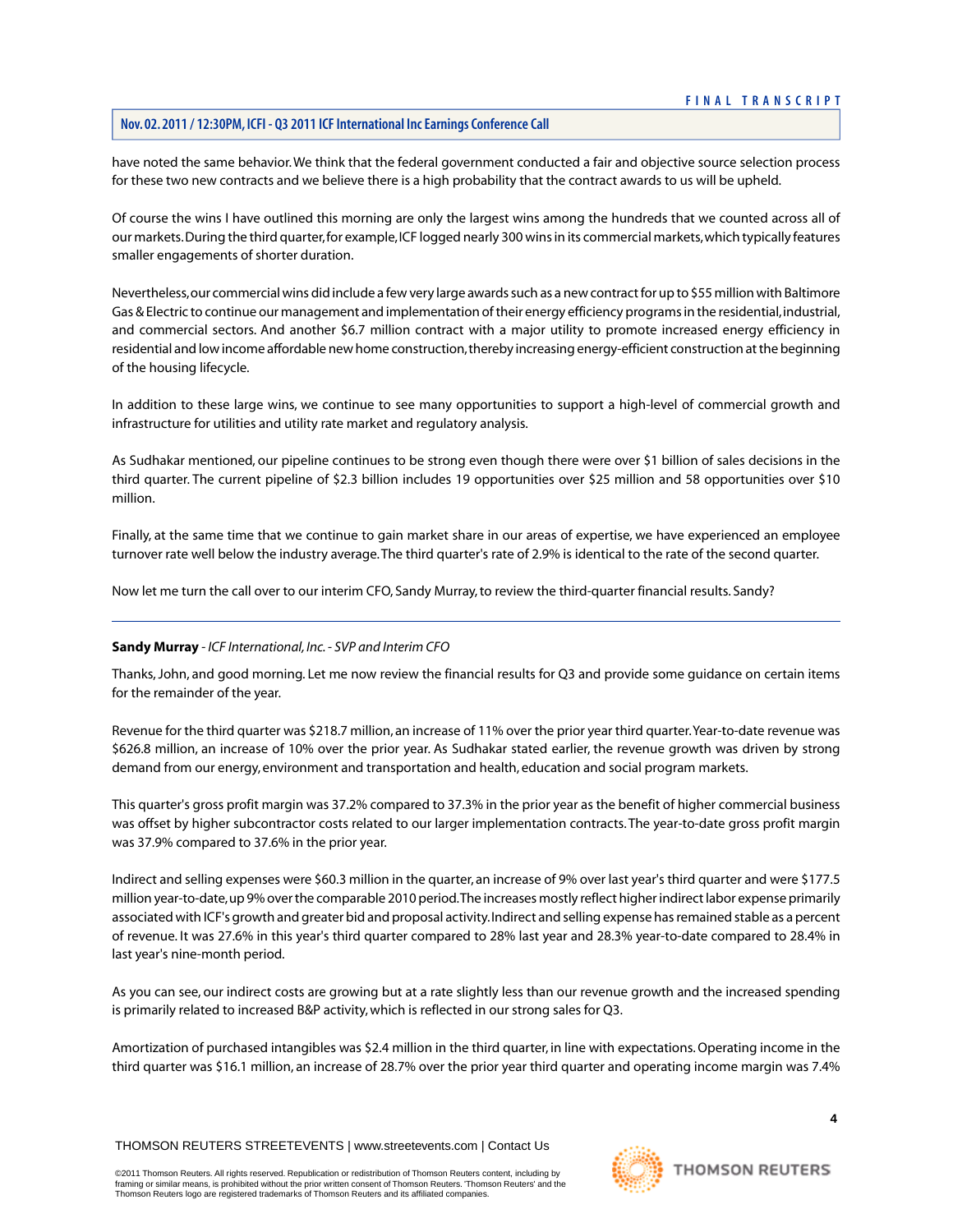have noted the same behavior. We think that the federal government conducted a fair and objective source selection process for these two new contracts and we believe there is a high probability that the contract awards to us will be upheld.

Of course the wins I have outlined this morning are only the largest wins among the hundreds that we counted across all of our markets. During the third quarter, for example, ICF logged nearly 300 wins in its commercial markets, which typically features smaller engagements of shorter duration.

Nevertheless, our commercial wins did include a few very large awards such as a new contract for up to $55 million with Baltimore Gas & Electric to continue our management and implementation of their energy efficiency programs in the residential, industrial, and commercial sectors. And another $6.7 million contract with a major utility to promote increased energy efficiency in residential and low income affordable new home construction, thereby increasing energy-efficient construction at the beginning of the housing lifecycle.

In addition to these large wins, we continue to see many opportunities to support a high-level of commercial growth and infrastructure for utilities and utility rate market and regulatory analysis.

As Sudhakar mentioned, our pipeline continues to be strong even though there were over $1 billion of sales decisions in the third quarter. The current pipeline of $2.3 billion includes 19 opportunities over $25 million and 58 opportunities over $10 million.

Finally, at the same time that we continue to gain market share in our areas of expertise, we have experienced an employee turnover rate well below the industry average. The third quarter's rate of 2.9% is identical to the rate of the second quarter.

Now let me turn the call over to our interim CFO, Sandy Murray, to review the third-quarter financial results. Sandy?

---

**Sandy Murray** - *ICF International, Inc. - SVP and Interim CFO*

Thanks, John, and good morning. Let me now review the financial results for Q3 and provide some guidance on certain items for the remainder of the year.

Revenue for the third quarter was $218.7 million, an increase of 11% over the prior year third quarter. Year-to-date revenue was $626.8 million, an increase of 10% over the prior year. As Sudhakar stated earlier, the revenue growth was driven by strong demand from our energy, environment and transportation and health, education and social program markets.

This quarter's gross profit margin was 37.2% compared to 37.3% in the prior year as the benefit of higher commercial business was offset by higher subcontractor costs related to our larger implementation contracts. The year-to-date gross profit margin was 37.9% compared to 37.6% in the prior year.

Indirect and selling expenses were $60.3 million in the quarter, an increase of 9% over last year's third quarter and were $177.5 million year-to-date, up 9% over the comparable 2010 period. The increases mostly reflect higher indirect labor expense primarily associated with ICF's growth and greater bid and proposal activity. Indirect and selling expense has remained stable as a percent of revenue. It was 27.6% in this year's third quarter compared to 28% last year and 28.3% year-to-date compared to 28.4% in last year's nine-month period.

As you can see, our indirect costs are growing but at a rate slightly less than our revenue growth and the increased spending is primarily related to increased B&P activity, which is reflected in our strong sales for Q3.

Amortization of purchased intangibles was $2.4 million in the third quarter, in line with expectations. Operating income in the third quarter was $16.1 million, an increase of 28.7% over the prior year third quarter and operating income margin was 7.4%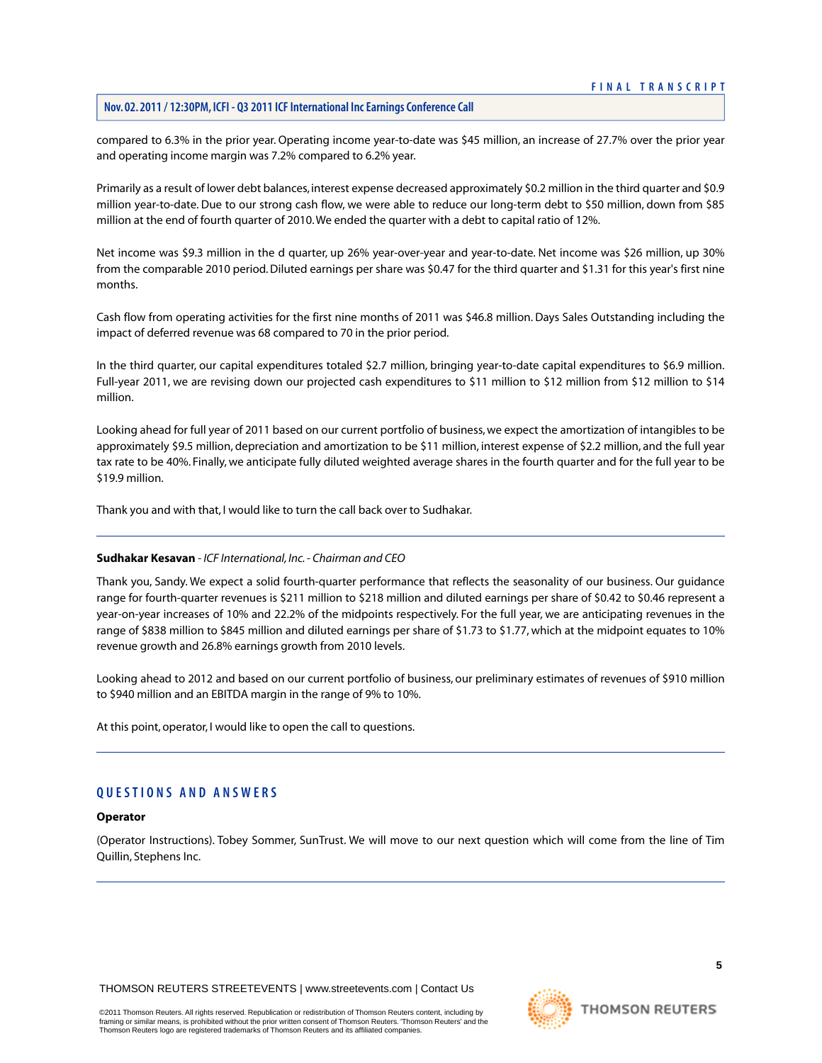compared to 6.3% in the prior year. Operating income year-to-date was $45 million, an increase of 27.7% over the prior year and operating income margin was 7.2% compared to 6.2% year.

Primarily as a result of lower debt balances, interest expense decreased approximately $0.2 million in the third quarter and $0.9 million year-to-date. Due to our strong cash flow, we were able to reduce our long-term debt to $50 million, down from $85 million at the end of fourth quarter of 2010. We ended the quarter with a debt to capital ratio of 12%.

Net income was $9.3 million in the d quarter, up 26% year-over-year and year-to-date. Net income was $26 million, up 30% from the comparable 2010 period. Diluted earnings per share was $0.47 for the third quarter and $1.31 for this year's first nine months.

Cash flow from operating activities for the first nine months of 2011 was $46.8 million. Days Sales Outstanding including the impact of deferred revenue was 68 compared to 70 in the prior period.

In the third quarter, our capital expenditures totaled $2.7 million, bringing year-to-date capital expenditures to $6.9 million. Full-year 2011, we are revising down our projected cash expenditures to $11 million to $12 million from $12 million to $14 million.

Looking ahead for full year of 2011 based on our current portfolio of business, we expect the amortization of intangibles to be approximately $9.5 million, depreciation and amortization to be $11 million, interest expense of $2.2 million, and the full year tax rate to be 40%. Finally, we anticipate fully diluted weighted average shares in the fourth quarter and for the full year to be $19.9 million.

Thank you and with that, I would like to turn the call back over to Sudhakar.

---

**Sudhakar Kesavan** - *ICF International, Inc. - Chairman and CEO*

Thank you, Sandy. We expect a solid fourth-quarter performance that reflects the seasonality of our business. Our guidance range for fourth-quarter revenues is $211 million to $218 million and diluted earnings per share of $0.42 to $0.46 represent a year-on-year increases of 10% and 22.2% of the midpoints respectively. For the full year, we are anticipating revenues in the range of $838 million to $845 million and diluted earnings per share of $1.73 to $1.77, which at the midpoint equates to 10% revenue growth and 26.8% earnings growth from 2010 levels.

Looking ahead to 2012 and based on our current portfolio of business, our preliminary estimates of revenues of $910 million to $940 million and an EBITDA margin in the range of 9% to 10%.

At this point, operator, I would like to open the call to questions.

---

## QUESTIONS AND ANSWERS

**Operator**

(Operator Instructions). Tobey Sommer, SunTrust. We will move to our next question which will come from the line of Tim Quillin, Stephens Inc.

---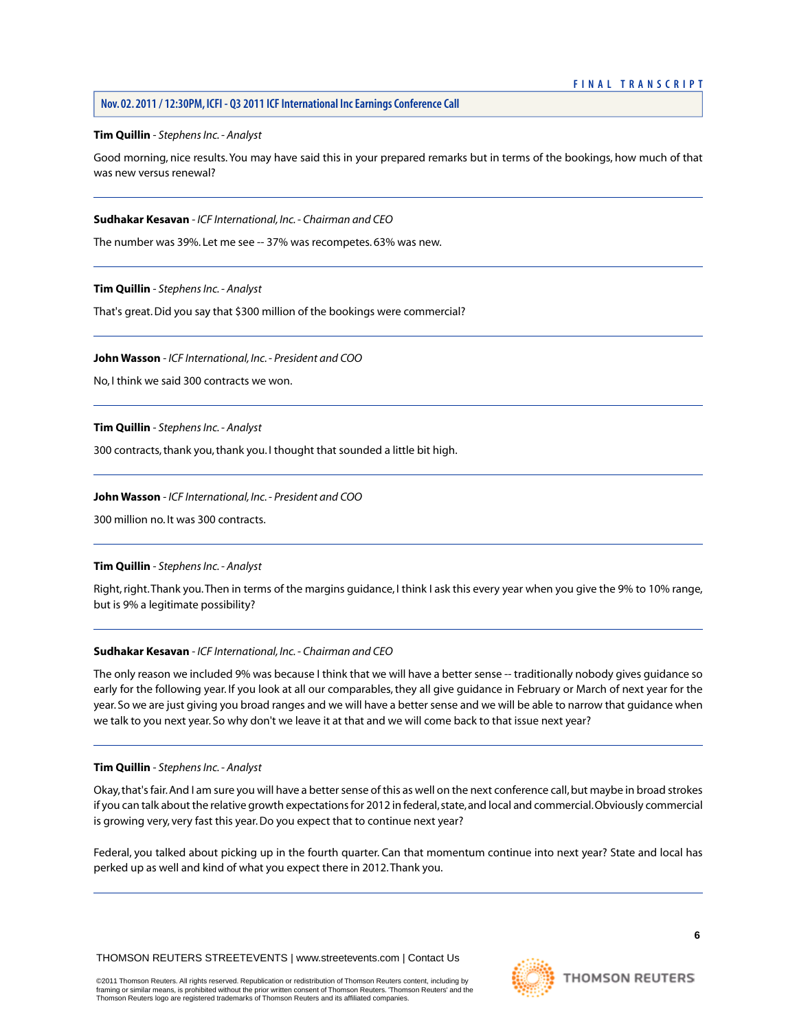**Tim Quillin** - *Stephens Inc. - Analyst*

Good morning, nice results. You may have said this in your prepared remarks but in terms of the bookings, how much of that was new versus renewal?

---

**Sudhakar Kesavan** - *ICF International, Inc. - Chairman and CEO*

The number was 39%. Let me see -- 37% was recompetes. 63% was new.

---

**Tim Quillin** - *Stephens Inc. - Analyst*

That's great. Did you say that $300 million of the bookings were commercial?

---

**John Wasson** - *ICF International, Inc. - President and COO*

No, I think we said 300 contracts we won.

---

**Tim Quillin** - *Stephens Inc. - Analyst*

300 contracts, thank you, thank you. I thought that sounded a little bit high.

---

**John Wasson** - *ICF International, Inc. - President and COO*

300 million no. It was 300 contracts.

---

**Tim Quillin** - *Stephens Inc. - Analyst*

Right, right. Thank you. Then in terms of the margins guidance, I think I ask this every year when you give the 9% to 10% range, but is 9% a legitimate possibility?

---

**Sudhakar Kesavan** - *ICF International, Inc. - Chairman and CEO*

The only reason we included 9% was because I think that we will have a better sense -- traditionally nobody gives guidance so early for the following year. If you look at all our comparables, they all give guidance in February or March of next year for the year. So we are just giving you broad ranges and we will have a better sense and we will be able to narrow that guidance when we talk to you next year. So why don't we leave it at that and we will come back to that issue next year?

---

**Tim Quillin** - *Stephens Inc. - Analyst*

Okay, that's fair. And I am sure you will have a better sense of this as well on the next conference call, but maybe in broad strokes if you can talk about the relative growth expectations for 2012 in federal, state, and local and commercial. Obviously commercial is growing very, very fast this year. Do you expect that to continue next year?

Federal, you talked about picking up in the fourth quarter. Can that momentum continue into next year? State and local has perked up as well and kind of what you expect there in 2012. Thank you.

---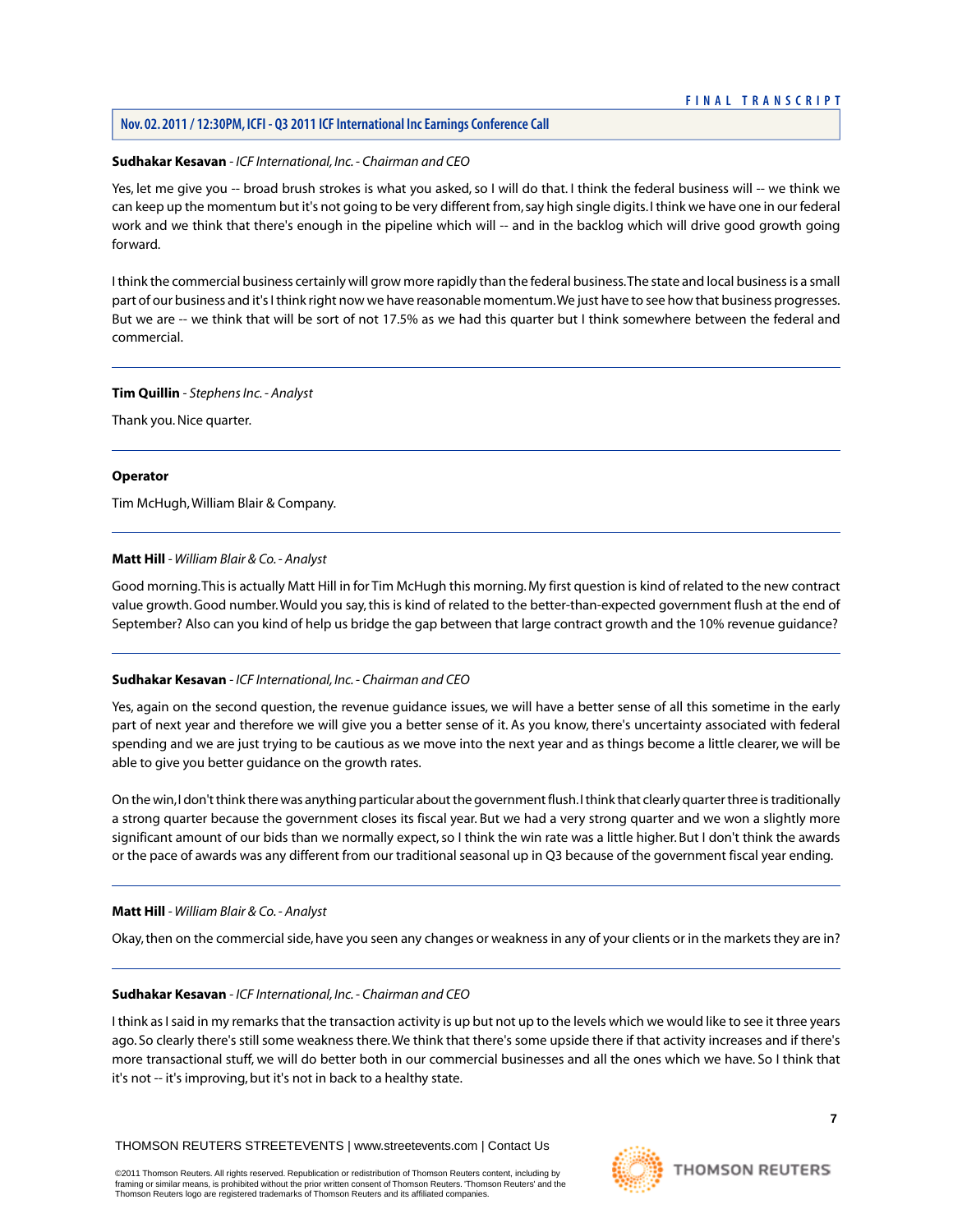**Sudhakar Kesavan** - *ICF International, Inc. - Chairman and CEO*

Yes, let me give you -- broad brush strokes is what you asked, so I will do that. I think the federal business will -- we think we can keep up the momentum but it's not going to be very different from, say high single digits. I think we have one in our federal work and we think that there's enough in the pipeline which will -- and in the backlog which will drive good growth going forward.

I think the commercial business certainly will grow more rapidly than the federal business. The state and local business is a small part of our business and it's I think right now we have reasonable momentum. We just have to see how that business progresses. But we are -- we think that will be sort of not 17.5% as we had this quarter but I think somewhere between the federal and commercial.

---

**Tim Quillin** - *Stephens Inc. - Analyst*

Thank you. Nice quarter.

---

**Operator**

Tim McHugh, William Blair & Company.

---

**Matt Hill** - *William Blair & Co. - Analyst*

Good morning. This is actually Matt Hill in for Tim McHugh this morning. My first question is kind of related to the new contract value growth. Good number. Would you say, this is kind of related to the better-than-expected government flush at the end of September? Also can you kind of help us bridge the gap between that large contract growth and the 10% revenue guidance?

---

**Sudhakar Kesavan** - *ICF International, Inc. - Chairman and CEO*

Yes, again on the second question, the revenue guidance issues, we will have a better sense of all this sometime in the early part of next year and therefore we will give you a better sense of it. As you know, there's uncertainty associated with federal spending and we are just trying to be cautious as we move into the next year and as things become a little clearer, we will be able to give you better guidance on the growth rates.

On the win, I don't think there was anything particular about the government flush. I think that clearly quarter three is traditionally a strong quarter because the government closes its fiscal year. But we had a very strong quarter and we won a slightly more significant amount of our bids than we normally expect, so I think the win rate was a little higher. But I don't think the awards or the pace of awards was any different from our traditional seasonal up in Q3 because of the government fiscal year ending.

---

**Matt Hill** - *William Blair & Co. - Analyst*

Okay, then on the commercial side, have you seen any changes or weakness in any of your clients or in the markets they are in?

---

**Sudhakar Kesavan** - *ICF International, Inc. - Chairman and CEO*

I think as I said in my remarks that the transaction activity is up but not up to the levels which we would like to see it three years ago. So clearly there's still some weakness there. We think that there's some upside there if that activity increases and if there's more transactional stuff, we will do better both in our commercial businesses and all the ones which we have. So I think that it's not -- it's improving, but it's not in back to a healthy state.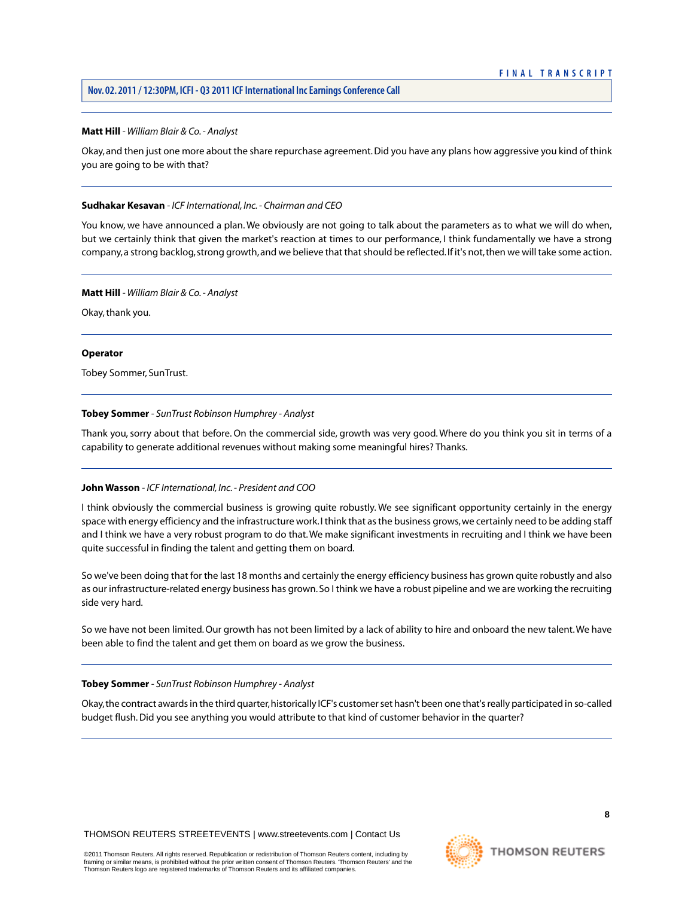**Matt Hill** - *William Blair & Co. - Analyst*

Okay, and then just one more about the share repurchase agreement. Did you have any plans how aggressive you kind of think you are going to be with that?

---

**Sudhakar Kesavan** - *ICF International, Inc. - Chairman and CEO*

You know, we have announced a plan. We obviously are not going to talk about the parameters as to what we will do when, but we certainly think that given the market's reaction at times to our performance, I think fundamentally we have a strong company, a strong backlog, strong growth, and we believe that that should be reflected. If it's not, then we will take some action.

---

**Matt Hill** - *William Blair & Co. - Analyst*

Okay, thank you.

---

**Operator**

Tobey Sommer, SunTrust.

---

**Tobey Sommer** - *SunTrust Robinson Humphrey - Analyst*

Thank you, sorry about that before. On the commercial side, growth was very good. Where do you think you sit in terms of a capability to generate additional revenues without making some meaningful hires? Thanks.

---

**John Wasson** - *ICF International, Inc. - President and COO*

I think obviously the commercial business is growing quite robustly. We see significant opportunity certainly in the energy space with energy efficiency and the infrastructure work. I think that as the business grows, we certainly need to be adding staff and I think we have a very robust program to do that. We make significant investments in recruiting and I think we have been quite successful in finding the talent and getting them on board.

So we've been doing that for the last 18 months and certainly the energy efficiency business has grown quite robustly and also as our infrastructure-related energy business has grown. So I think we have a robust pipeline and we are working the recruiting side very hard.

So we have not been limited. Our growth has not been limited by a lack of ability to hire and onboard the new talent. We have been able to find the talent and get them on board as we grow the business.

---

**Tobey Sommer** - *SunTrust Robinson Humphrey - Analyst*

Okay, the contract awards in the third quarter, historically ICF's customer set hasn't been one that's really participated in so-called budget flush. Did you see anything you would attribute to that kind of customer behavior in the quarter?

---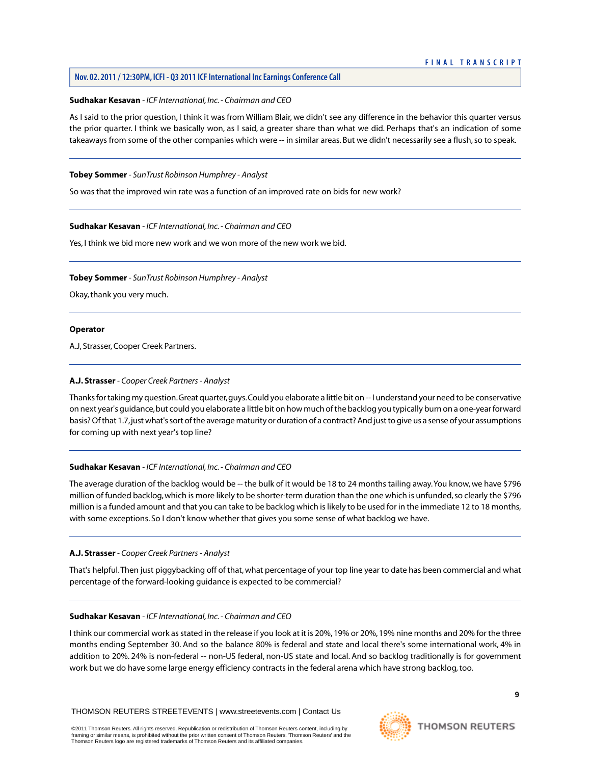**Sudhakar Kesavan** - *ICF International, Inc. - Chairman and CEO*

As I said to the prior question, I think it was from William Blair, we didn't see any difference in the behavior this quarter versus the prior quarter. I think we basically won, as I said, a greater share than what we did. Perhaps that's an indication of some takeaways from some of the other companies which were -- in similar areas. But we didn't necessarily see a flush, so to speak.

---

**Tobey Sommer** - *SunTrust Robinson Humphrey - Analyst*

So was that the improved win rate was a function of an improved rate on bids for new work?

---

**Sudhakar Kesavan** - *ICF International, Inc. - Chairman and CEO*

Yes, I think we bid more new work and we won more of the new work we bid.

---

**Tobey Sommer** - *SunTrust Robinson Humphrey - Analyst*

Okay, thank you very much.

---

**Operator**

A.J, Strasser, Cooper Creek Partners.

---

**A.J. Strasser** - *Cooper Creek Partners - Analyst*

Thanks for taking my question. Great quarter, guys. Could you elaborate a little bit on -- I understand your need to be conservative on next year's guidance, but could you elaborate a little bit on how much of the backlog you typically burn on a one-year forward basis? Of that 1.7, just what's sort of the average maturity or duration of a contract? And just to give us a sense of your assumptions for coming up with next year's top line?

---

**Sudhakar Kesavan** - *ICF International, Inc. - Chairman and CEO*

The average duration of the backlog would be -- the bulk of it would be 18 to 24 months tailing away. You know, we have $796 million of funded backlog, which is more likely to be shorter-term duration than the one which is unfunded, so clearly the $796 million is a funded amount and that you can take to be backlog which is likely to be used for in the immediate 12 to 18 months, with some exceptions. So I don't know whether that gives you some sense of what backlog we have.

---

**A.J. Strasser** - *Cooper Creek Partners - Analyst*

That's helpful. Then just piggybacking off of that, what percentage of your top line year to date has been commercial and what percentage of the forward-looking guidance is expected to be commercial?

---

**Sudhakar Kesavan** - *ICF International, Inc. - Chairman and CEO*

I think our commercial work as stated in the release if you look at it is 20%, 19% or 20%, 19% nine months and 20% for the three months ending September 30. And so the balance 80% is federal and state and local there's some international work, 4% in addition to 20%. 24% is non-federal -- non-US federal, non-US state and local. And so backlog traditionally is for government work but we do have some large energy efficiency contracts in the federal arena which have strong backlog, too.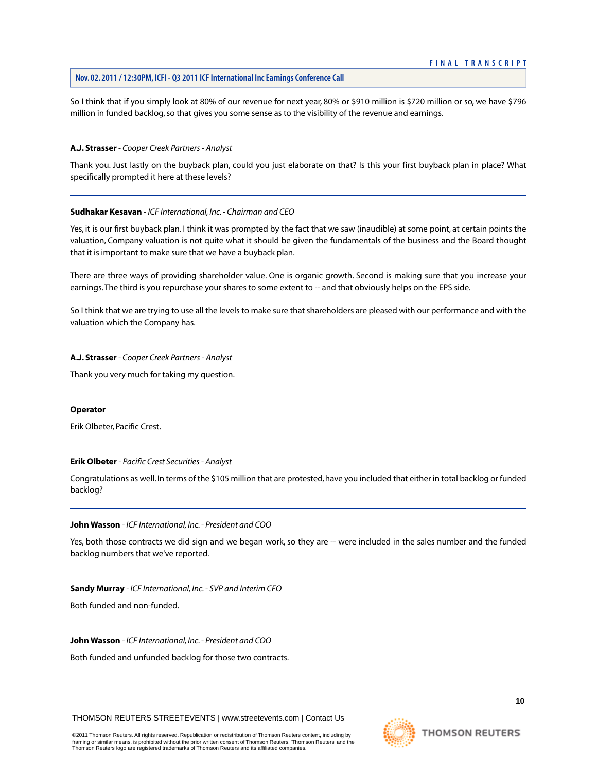So I think that if you simply look at 80% of our revenue for next year, 80% or $910 million is $720 million or so, we have $796 million in funded backlog, so that gives you some sense as to the visibility of the revenue and earnings.

---

**A.J. Strasser** - *Cooper Creek Partners - Analyst*

Thank you. Just lastly on the buyback plan, could you just elaborate on that? Is this your first buyback plan in place? What specifically prompted it here at these levels?

---

**Sudhakar Kesavan** - *ICF International, Inc. - Chairman and CEO*

Yes, it is our first buyback plan. I think it was prompted by the fact that we saw (inaudible) at some point, at certain points the valuation, Company valuation is not quite what it should be given the fundamentals of the business and the Board thought that it is important to make sure that we have a buyback plan.

There are three ways of providing shareholder value. One is organic growth. Second is making sure that you increase your earnings. The third is you repurchase your shares to some extent to -- and that obviously helps on the EPS side.

So I think that we are trying to use all the levels to make sure that shareholders are pleased with our performance and with the valuation which the Company has.

---

**A.J. Strasser** - *Cooper Creek Partners - Analyst*

Thank you very much for taking my question.

---

**Operator**

Erik Olbeter, Pacific Crest.

---

**Erik Olbeter** - *Pacific Crest Securities - Analyst*

Congratulations as well. In terms of the $105 million that are protested, have you included that either in total backlog or funded backlog?

---

**John Wasson** - *ICF International, Inc. - President and COO*

Yes, both those contracts we did sign and we began work, so they are -- were included in the sales number and the funded backlog numbers that we've reported.

---

**Sandy Murray** - *ICF International, Inc. - SVP and Interim CFO*

Both funded and non-funded.

---

**John Wasson** - *ICF International, Inc. - President and COO*

Both funded and unfunded backlog for those two contracts.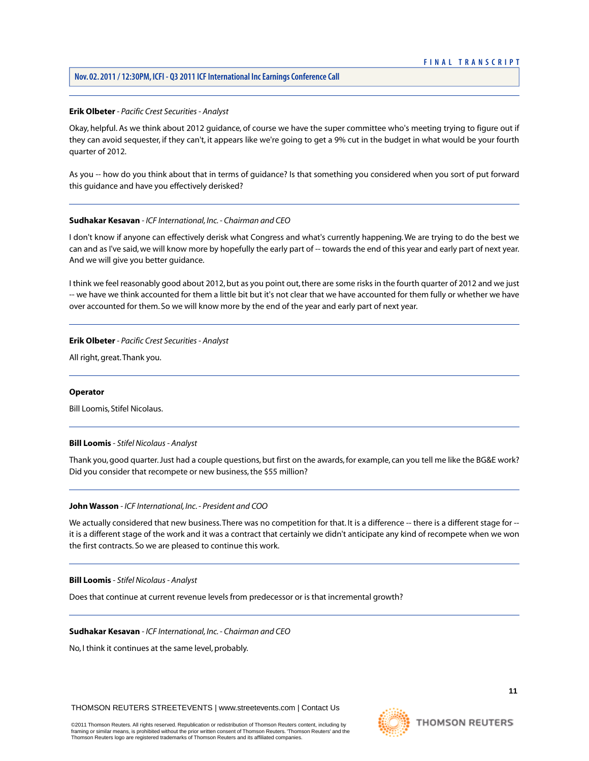**Erik Olbeter** - *Pacific Crest Securities - Analyst*

Okay, helpful. As we think about 2012 guidance, of course we have the super committee who's meeting trying to figure out if they can avoid sequester, if they can't, it appears like we're going to get a 9% cut in the budget in what would be your fourth quarter of 2012.

As you -- how do you think about that in terms of guidance? Is that something you considered when you sort of put forward this guidance and have you effectively derisked?

---

**Sudhakar Kesavan** - *ICF International, Inc. - Chairman and CEO*

I don't know if anyone can effectively derisk what Congress and what's currently happening. We are trying to do the best we can and as I've said, we will know more by hopefully the early part of -- towards the end of this year and early part of next year. And we will give you better guidance.

I think we feel reasonably good about 2012, but as you point out, there are some risks in the fourth quarter of 2012 and we just -- we have we think accounted for them a little bit but it's not clear that we have accounted for them fully or whether we have over accounted for them. So we will know more by the end of the year and early part of next year.

---

**Erik Olbeter** - *Pacific Crest Securities - Analyst*

All right, great. Thank you.

---

**Operator**

Bill Loomis, Stifel Nicolaus.

---

**Bill Loomis** - *Stifel Nicolaus - Analyst*

Thank you, good quarter. Just had a couple questions, but first on the awards, for example, can you tell me like the BG&E work? Did you consider that recompete or new business, the $55 million?

---

**John Wasson** - *ICF International, Inc. - President and COO*

We actually considered that new business. There was no competition for that. It is a difference -- there is a different stage for -- it is a different stage of the work and it was a contract that certainly we didn't anticipate any kind of recompete when we won the first contracts. So we are pleased to continue this work.

---

**Bill Loomis** - *Stifel Nicolaus - Analyst*

Does that continue at current revenue levels from predecessor or is that incremental growth?

---

**Sudhakar Kesavan** - *ICF International, Inc. - Chairman and CEO*

No, I think it continues at the same level, probably.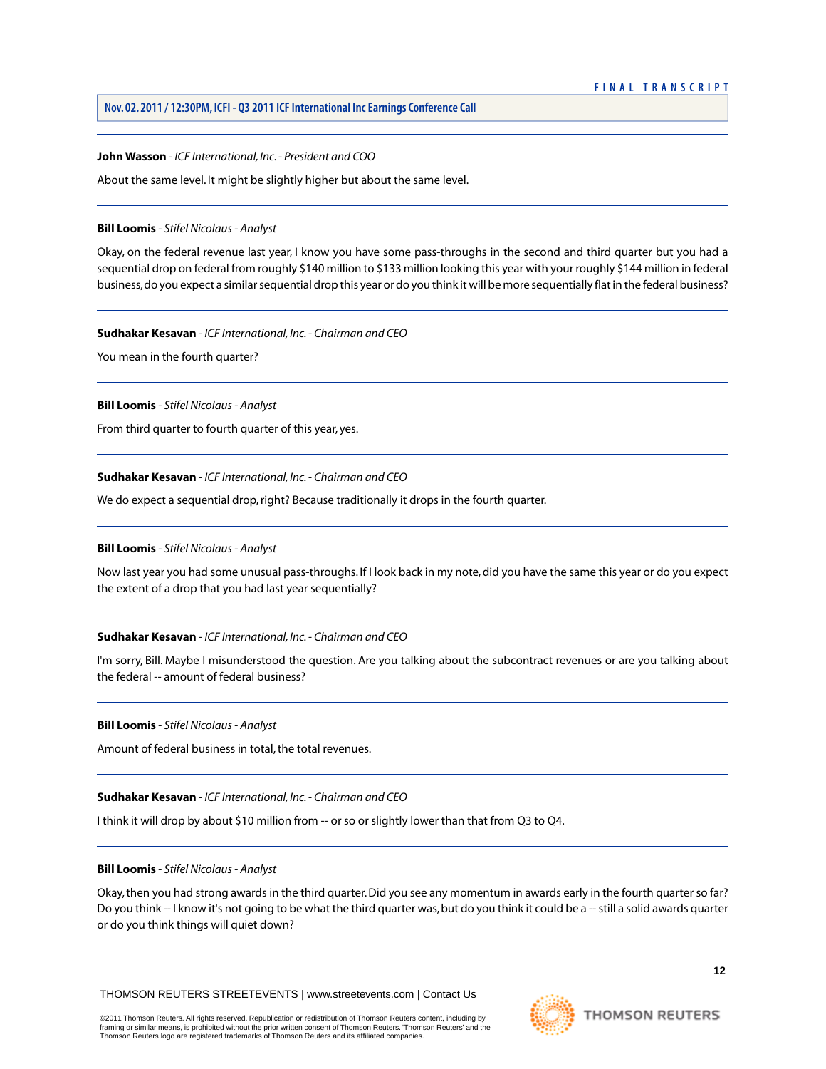**John Wasson** - *ICF International, Inc. - President and COO*

About the same level. It might be slightly higher but about the same level.

---

**Bill Loomis** - *Stifel Nicolaus - Analyst*

Okay, on the federal revenue last year, I know you have some pass-throughs in the second and third quarter but you had a sequential drop on federal from roughly $140 million to $133 million looking this year with your roughly $144 million in federal business, do you expect a similar sequential drop this year or do you think it will be more sequentially flat in the federal business?

---

**Sudhakar Kesavan** - *ICF International, Inc. - Chairman and CEO*

You mean in the fourth quarter?

---

**Bill Loomis** - *Stifel Nicolaus - Analyst*

From third quarter to fourth quarter of this year, yes.

---

**Sudhakar Kesavan** - *ICF International, Inc. - Chairman and CEO*

We do expect a sequential drop, right? Because traditionally it drops in the fourth quarter.

---

**Bill Loomis** - *Stifel Nicolaus - Analyst*

Now last year you had some unusual pass-throughs. If I look back in my note, did you have the same this year or do you expect the extent of a drop that you had last year sequentially?

---

**Sudhakar Kesavan** - *ICF International, Inc. - Chairman and CEO*

I'm sorry, Bill. Maybe I misunderstood the question. Are you talking about the subcontract revenues or are you talking about the federal -- amount of federal business?

---

**Bill Loomis** - *Stifel Nicolaus - Analyst*

Amount of federal business in total, the total revenues.

---

**Sudhakar Kesavan** - *ICF International, Inc. - Chairman and CEO*

I think it will drop by about $10 million from -- or so or slightly lower than that from Q3 to Q4.

---

**Bill Loomis** - *Stifel Nicolaus - Analyst*

Okay, then you had strong awards in the third quarter. Did you see any momentum in awards early in the fourth quarter so far? Do you think -- I know it's not going to be what the third quarter was, but do you think it could be a -- still a solid awards quarter or do you think things will quiet down?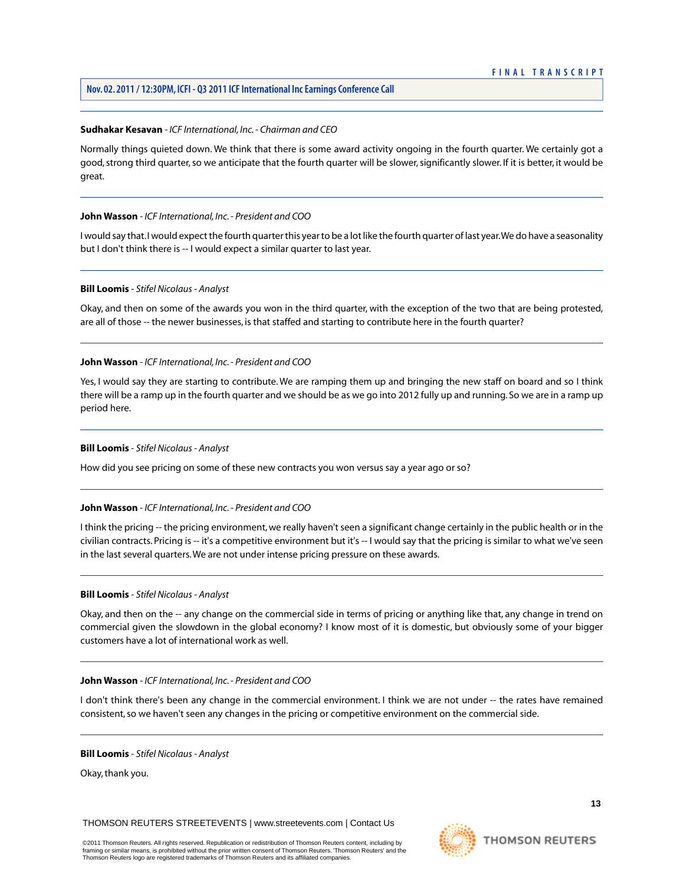**Sudhakar Kesavan** - *ICF International, Inc. - Chairman and CEO*

Normally things quieted down. We think that there is some award activity ongoing in the fourth quarter. We certainly got a good, strong third quarter, so we anticipate that the fourth quarter will be slower, significantly slower. If it is better, it would be great.

---

**John Wasson** - *ICF International, Inc. - President and COO*

I would say that. I would expect the fourth quarter this year to be a lot like the fourth quarter of last year. We do have a seasonality but I don't think there is -- I would expect a similar quarter to last year.

---

**Bill Loomis** - *Stifel Nicolaus - Analyst*

Okay, and then on some of the awards you won in the third quarter, with the exception of the two that are being protested, are all of those -- the newer businesses, is that staffed and starting to contribute here in the fourth quarter?

---

**John Wasson** - *ICF International, Inc. - President and COO*

Yes, I would say they are starting to contribute. We are ramping them up and bringing the new staff on board and so I think there will be a ramp up in the fourth quarter and we should be as we go into 2012 fully up and running. So we are in a ramp up period here.

---

**Bill Loomis** - *Stifel Nicolaus - Analyst*

How did you see pricing on some of these new contracts you won versus say a year ago or so?

---

**John Wasson** - *ICF International, Inc. - President and COO*

I think the pricing -- the pricing environment, we really haven't seen a significant change certainly in the public health or in the civilian contracts. Pricing is -- it's a competitive environment but it's -- I would say that the pricing is similar to what we've seen in the last several quarters. We are not under intense pricing pressure on these awards.

---

**Bill Loomis** - *Stifel Nicolaus - Analyst*

Okay, and then on the -- any change on the commercial side in terms of pricing or anything like that, any change in trend on commercial given the slowdown in the global economy? I know most of it is domestic, but obviously some of your bigger customers have a lot of international work as well.

---

**John Wasson** - *ICF International, Inc. - President and COO*

I don't think there's been any change in the commercial environment. I think we are not under -- the rates have remained consistent, so we haven't seen any changes in the pricing or competitive environment on the commercial side.

---

**Bill Loomis** - *Stifel Nicolaus - Analyst*

Okay, thank you.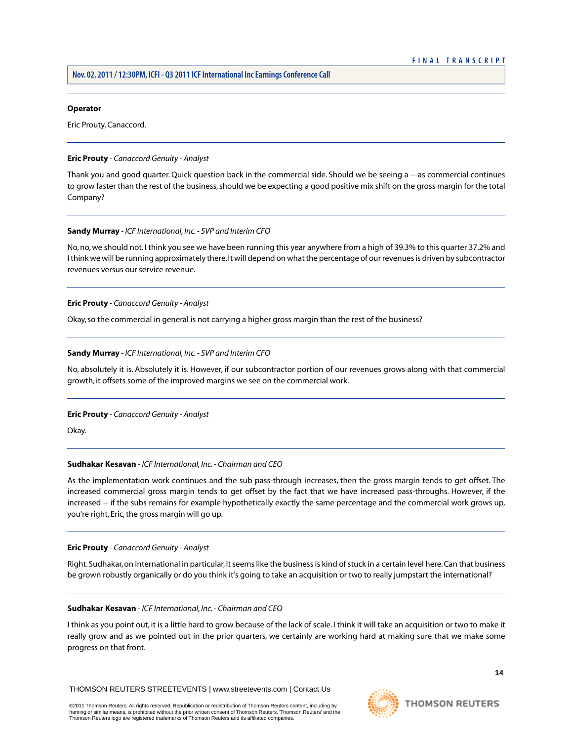**Operator**

Eric Prouty, Canaccord.

---

**Eric Prouty** - *Canaccord Genuity - Analyst*

Thank you and good quarter. Quick question back in the commercial side. Should we be seeing a -- as commercial continues to grow faster than the rest of the business, should we be expecting a good positive mix shift on the gross margin for the total Company?

---

**Sandy Murray** - *ICF International, Inc. - SVP and Interim CFO*

No, no, we should not. I think you see we have been running this year anywhere from a high of 39.3% to this quarter 37.2% and I think we will be running approximately there. It will depend on what the percentage of our revenues is driven by subcontractor revenues versus our service revenue.

---

**Eric Prouty** - *Canaccord Genuity - Analyst*

Okay, so the commercial in general is not carrying a higher gross margin than the rest of the business?

---

**Sandy Murray** - *ICF International, Inc. - SVP and Interim CFO*

No, absolutely it is. Absolutely it is. However, if our subcontractor portion of our revenues grows along with that commercial growth, it offsets some of the improved margins we see on the commercial work.

---

**Eric Prouty** - *Canaccord Genuity - Analyst*

Okay.

---

**Sudhakar Kesavan** - *ICF International, Inc. - Chairman and CEO*

As the implementation work continues and the sub pass-through increases, then the gross margin tends to get offset. The increased commercial gross margin tends to get offset by the fact that we have increased pass-throughs. However, if the increased -- if the subs remains for example hypothetically exactly the same percentage and the commercial work grows up, you're right, Eric, the gross margin will go up.

---

**Eric Prouty** - *Canaccord Genuity - Analyst*

Right. Sudhakar, on international in particular, it seems like the business is kind of stuck in a certain level here. Can that business be grown robustly organically or do you think it's going to take an acquisition or two to really jumpstart the international?

---

**Sudhakar Kesavan** - *ICF International, Inc. - Chairman and CEO*

I think as you point out, it is a little hard to grow because of the lack of scale. I think it will take an acquisition or two to make it really grow and as we pointed out in the prior quarters, we certainly are working hard at making sure that we make some progress on that front.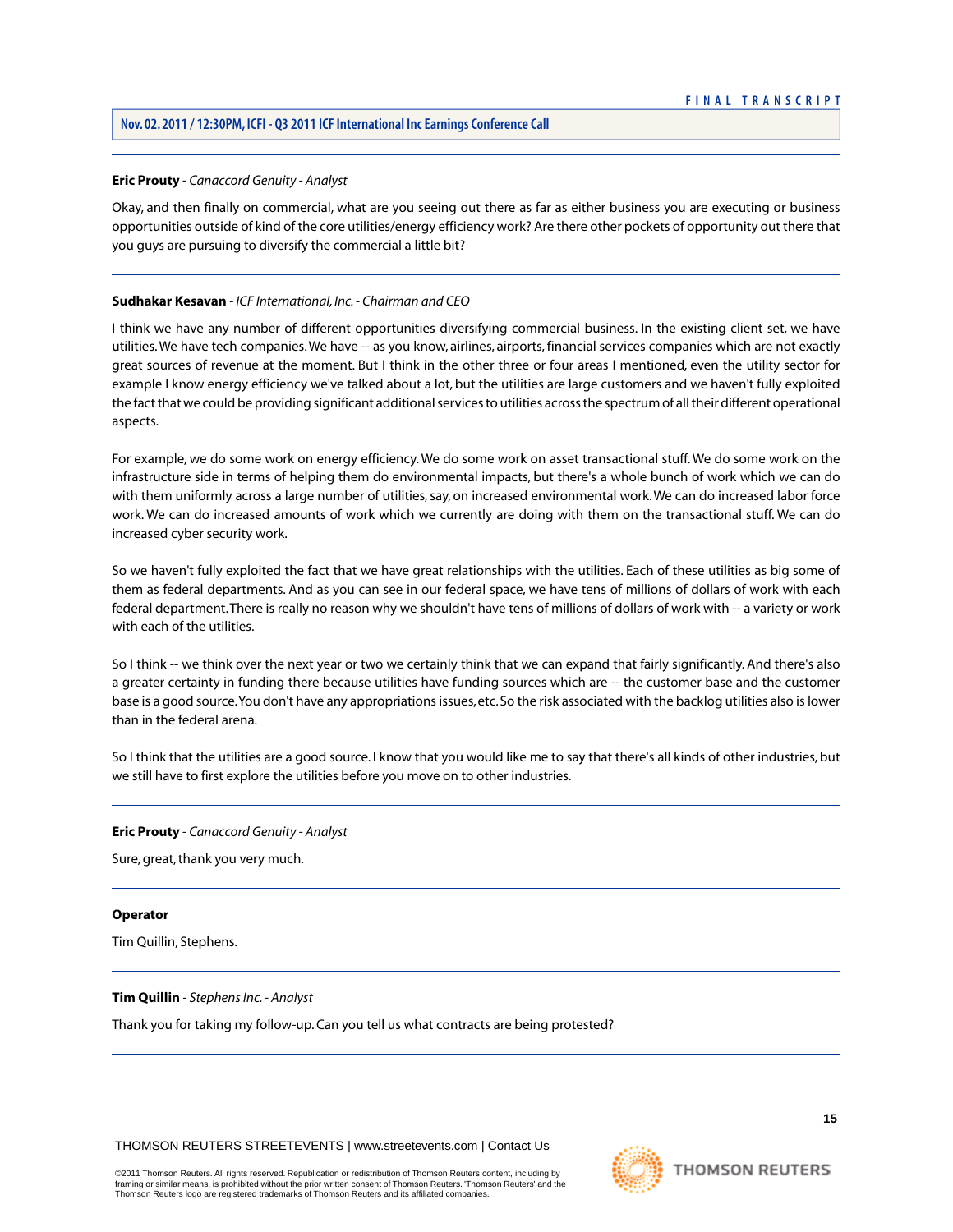**Eric Prouty** - *Canaccord Genuity - Analyst*

Okay, and then finally on commercial, what are you seeing out there as far as either business you are executing or business opportunities outside of kind of the core utilities/energy efficiency work? Are there other pockets of opportunity out there that you guys are pursuing to diversify the commercial a little bit?

---

**Sudhakar Kesavan** - *ICF International, Inc. - Chairman and CEO*

I think we have any number of different opportunities diversifying commercial business. In the existing client set, we have utilities. We have tech companies. We have -- as you know, airlines, airports, financial services companies which are not exactly great sources of revenue at the moment. But I think in the other three or four areas I mentioned, even the utility sector for example I know energy efficiency we've talked about a lot, but the utilities are large customers and we haven't fully exploited the fact that we could be providing significant additional services to utilities across the spectrum of all their different operational aspects.

For example, we do some work on energy efficiency. We do some work on asset transactional stuff. We do some work on the infrastructure side in terms of helping them do environmental impacts, but there's a whole bunch of work which we can do with them uniformly across a large number of utilities, say, on increased environmental work. We can do increased labor force work. We can do increased amounts of work which we currently are doing with them on the transactional stuff. We can do increased cyber security work.

So we haven't fully exploited the fact that we have great relationships with the utilities. Each of these utilities as big some of them as federal departments. And as you can see in our federal space, we have tens of millions of dollars of work with each federal department. There is really no reason why we shouldn't have tens of millions of dollars of work with -- a variety or work with each of the utilities.

So I think -- we think over the next year or two we certainly think that we can expand that fairly significantly. And there's also a greater certainty in funding there because utilities have funding sources which are -- the customer base and the customer base is a good source. You don't have any appropriations issues, etc. So the risk associated with the backlog utilities also is lower than in the federal arena.

So I think that the utilities are a good source. I know that you would like me to say that there's all kinds of other industries, but we still have to first explore the utilities before you move on to other industries.

---

**Eric Prouty** - *Canaccord Genuity - Analyst*

Sure, great, thank you very much.

---

**Operator**

Tim Quillin, Stephens.

---

**Tim Quillin** - *Stephens Inc. - Analyst*

Thank you for taking my follow-up. Can you tell us what contracts are being protested?

---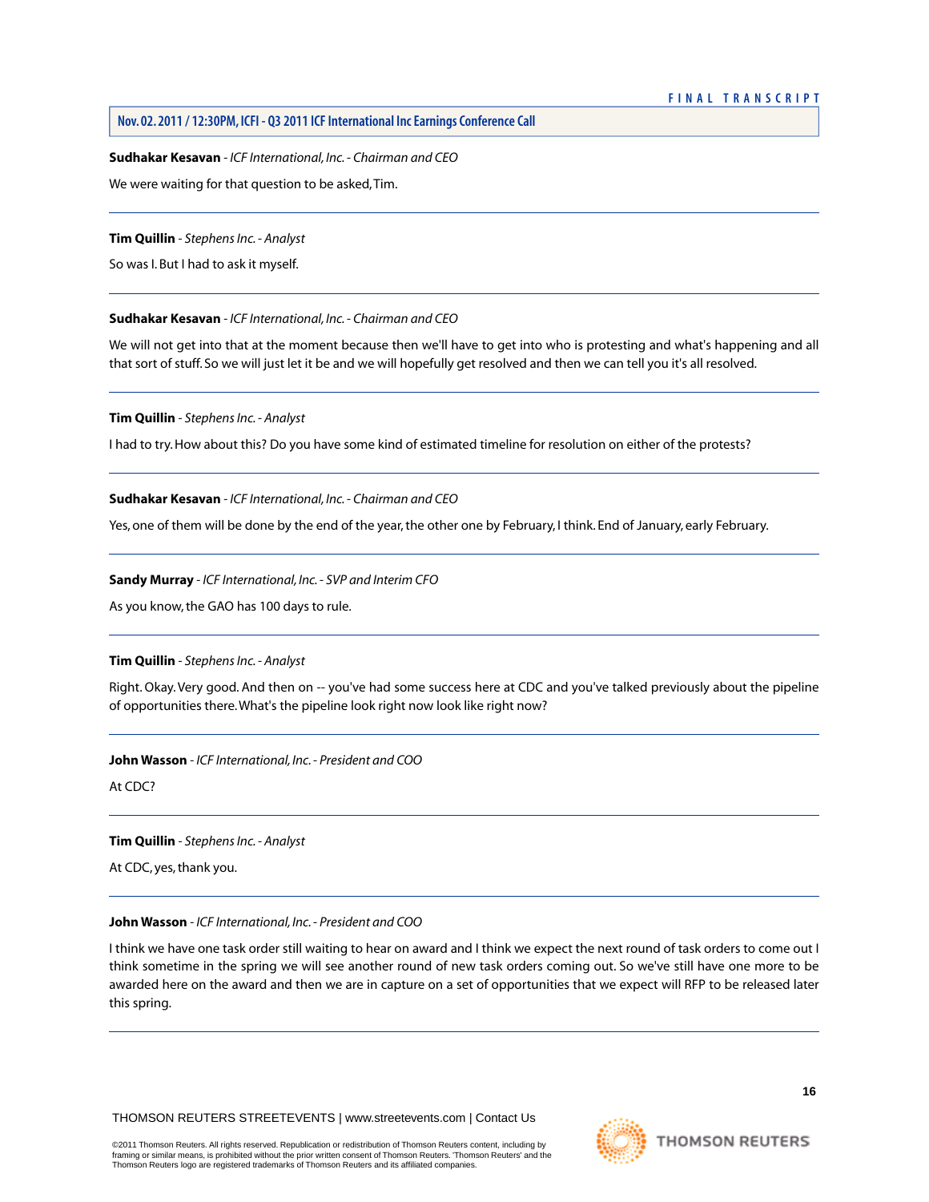**Sudhakar Kesavan** - *ICF International, Inc. - Chairman and CEO*

We were waiting for that question to be asked, Tim.

---

**Tim Quillin** - *Stephens Inc. - Analyst*

So was I. But I had to ask it myself.

---

**Sudhakar Kesavan** - *ICF International, Inc. - Chairman and CEO*

We will not get into that at the moment because then we'll have to get into who is protesting and what's happening and all that sort of stuff. So we will just let it be and we will hopefully get resolved and then we can tell you it's all resolved.

---

**Tim Quillin** - *Stephens Inc. - Analyst*

I had to try. How about this? Do you have some kind of estimated timeline for resolution on either of the protests?

---

**Sudhakar Kesavan** - *ICF International, Inc. - Chairman and CEO*

Yes, one of them will be done by the end of the year, the other one by February, I think. End of January, early February.

---

**Sandy Murray** - *ICF International, Inc. - SVP and Interim CFO*

As you know, the GAO has 100 days to rule.

---

**Tim Quillin** - *Stephens Inc. - Analyst*

Right. Okay. Very good. And then on -- you've had some success here at CDC and you've talked previously about the pipeline of opportunities there. What's the pipeline look right now look like right now?

---

**John Wasson** - *ICF International, Inc. - President and COO*

At CDC?

---

**Tim Quillin** - *Stephens Inc. - Analyst*

At CDC, yes, thank you.

---

**John Wasson** - *ICF International, Inc. - President and COO*

I think we have one task order still waiting to hear on award and I think we expect the next round of task orders to come out I think sometime in the spring we will see another round of new task orders coming out. So we've still have one more to be awarded here on the award and then we are in capture on a set of opportunities that we expect will RFP to be released later this spring.

---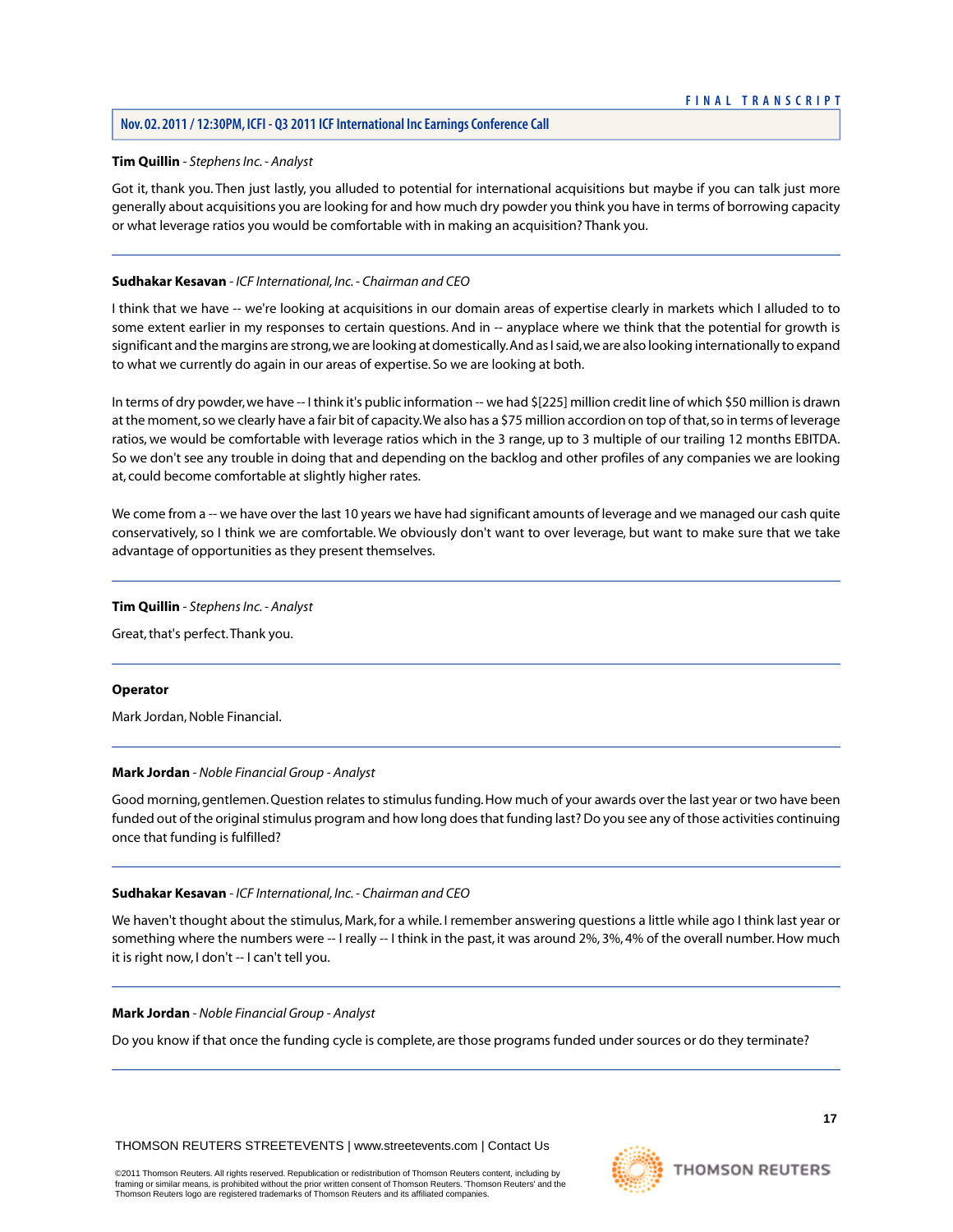**Tim Quillin** - *Stephens Inc. - Analyst*

Got it, thank you. Then just lastly, you alluded to potential for international acquisitions but maybe if you can talk just more generally about acquisitions you are looking for and how much dry powder you think you have in terms of borrowing capacity or what leverage ratios you would be comfortable with in making an acquisition? Thank you.

---

**Sudhakar Kesavan** - *ICF International, Inc. - Chairman and CEO*

I think that we have -- we're looking at acquisitions in our domain areas of expertise clearly in markets which I alluded to to some extent earlier in my responses to certain questions. And in -- anyplace where we think that the potential for growth is significant and the margins are strong, we are looking at domestically. And as I said, we are also looking internationally to expand to what we currently do again in our areas of expertise. So we are looking at both.

In terms of dry powder, we have -- I think it's public information -- we had $[225] million credit line of which $50 million is drawn at the moment, so we clearly have a fair bit of capacity. We also has a $75 million accordion on top of that, so in terms of leverage ratios, we would be comfortable with leverage ratios which in the 3 range, up to 3 multiple of our trailing 12 months EBITDA. So we don't see any trouble in doing that and depending on the backlog and other profiles of any companies we are looking at, could become comfortable at slightly higher rates.

We come from a -- we have over the last 10 years we have had significant amounts of leverage and we managed our cash quite conservatively, so I think we are comfortable. We obviously don't want to over leverage, but want to make sure that we take advantage of opportunities as they present themselves.

---

**Tim Quillin** - *Stephens Inc. - Analyst*

Great, that's perfect. Thank you.

---

**Operator**

Mark Jordan, Noble Financial.

---

**Mark Jordan** - *Noble Financial Group - Analyst*

Good morning, gentlemen. Question relates to stimulus funding. How much of your awards over the last year or two have been funded out of the original stimulus program and how long does that funding last? Do you see any of those activities continuing once that funding is fulfilled?

---

**Sudhakar Kesavan** - *ICF International, Inc. - Chairman and CEO*

We haven't thought about the stimulus, Mark, for a while. I remember answering questions a little while ago I think last year or something where the numbers were -- I really -- I think in the past, it was around 2%, 3%, 4% of the overall number. How much it is right now, I don't -- I can't tell you.

---

**Mark Jordan** - *Noble Financial Group - Analyst*

Do you know if that once the funding cycle is complete, are those programs funded under sources or do they terminate?

---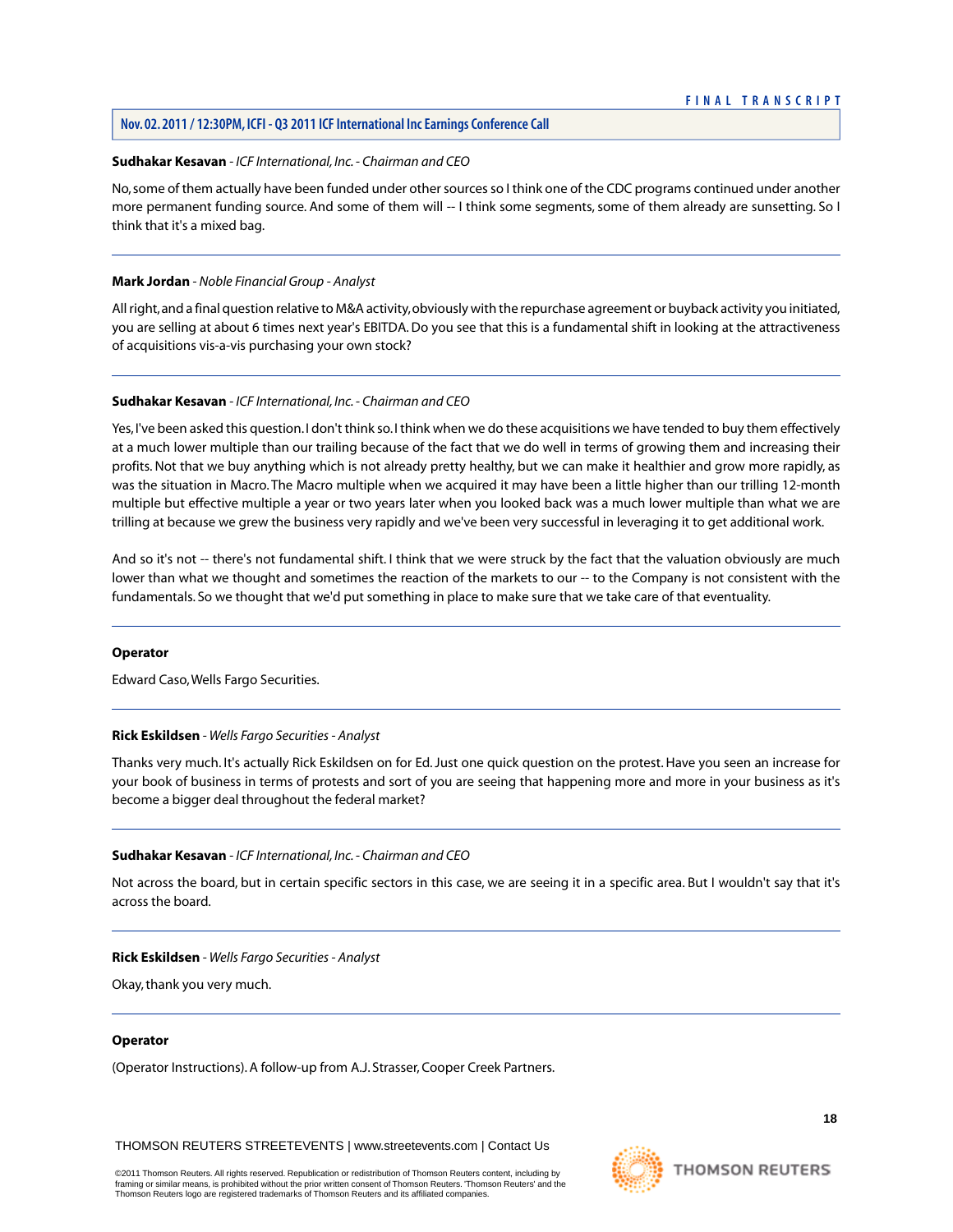**Sudhakar Kesavan** - *ICF International, Inc. - Chairman and CEO*

No, some of them actually have been funded under other sources so I think one of the CDC programs continued under another more permanent funding source. And some of them will -- I think some segments, some of them already are sunsetting. So I think that it's a mixed bag.

---

**Mark Jordan** - *Noble Financial Group - Analyst*

All right, and a final question relative to M&A activity, obviously with the repurchase agreement or buyback activity you initiated, you are selling at about 6 times next year's EBITDA. Do you see that this is a fundamental shift in looking at the attractiveness of acquisitions vis-a-vis purchasing your own stock?

---

**Sudhakar Kesavan** - *ICF International, Inc. - Chairman and CEO*

Yes, I've been asked this question. I don't think so. I think when we do these acquisitions we have tended to buy them effectively at a much lower multiple than our trailing because of the fact that we do well in terms of growing them and increasing their profits. Not that we buy anything which is not already pretty healthy, but we can make it healthier and grow more rapidly, as was the situation in Macro. The Macro multiple when we acquired it may have been a little higher than our trilling 12-month multiple but effective multiple a year or two years later when you looked back was a much lower multiple than what we are trilling at because we grew the business very rapidly and we've been very successful in leveraging it to get additional work.

And so it's not -- there's not fundamental shift. I think that we were struck by the fact that the valuation obviously are much lower than what we thought and sometimes the reaction of the markets to our -- to the Company is not consistent with the fundamentals. So we thought that we'd put something in place to make sure that we take care of that eventuality.

---

**Operator**

Edward Caso, Wells Fargo Securities.

---

**Rick Eskildsen** - *Wells Fargo Securities - Analyst*

Thanks very much. It's actually Rick Eskildsen on for Ed. Just one quick question on the protest. Have you seen an increase for your book of business in terms of protests and sort of you are seeing that happening more and more in your business as it's become a bigger deal throughout the federal market?

---

**Sudhakar Kesavan** - *ICF International, Inc. - Chairman and CEO*

Not across the board, but in certain specific sectors in this case, we are seeing it in a specific area. But I wouldn't say that it's across the board.

---

**Rick Eskildsen** - *Wells Fargo Securities - Analyst*

Okay, thank you very much.

---

**Operator**

(Operator Instructions). A follow-up from A.J. Strasser, Cooper Creek Partners.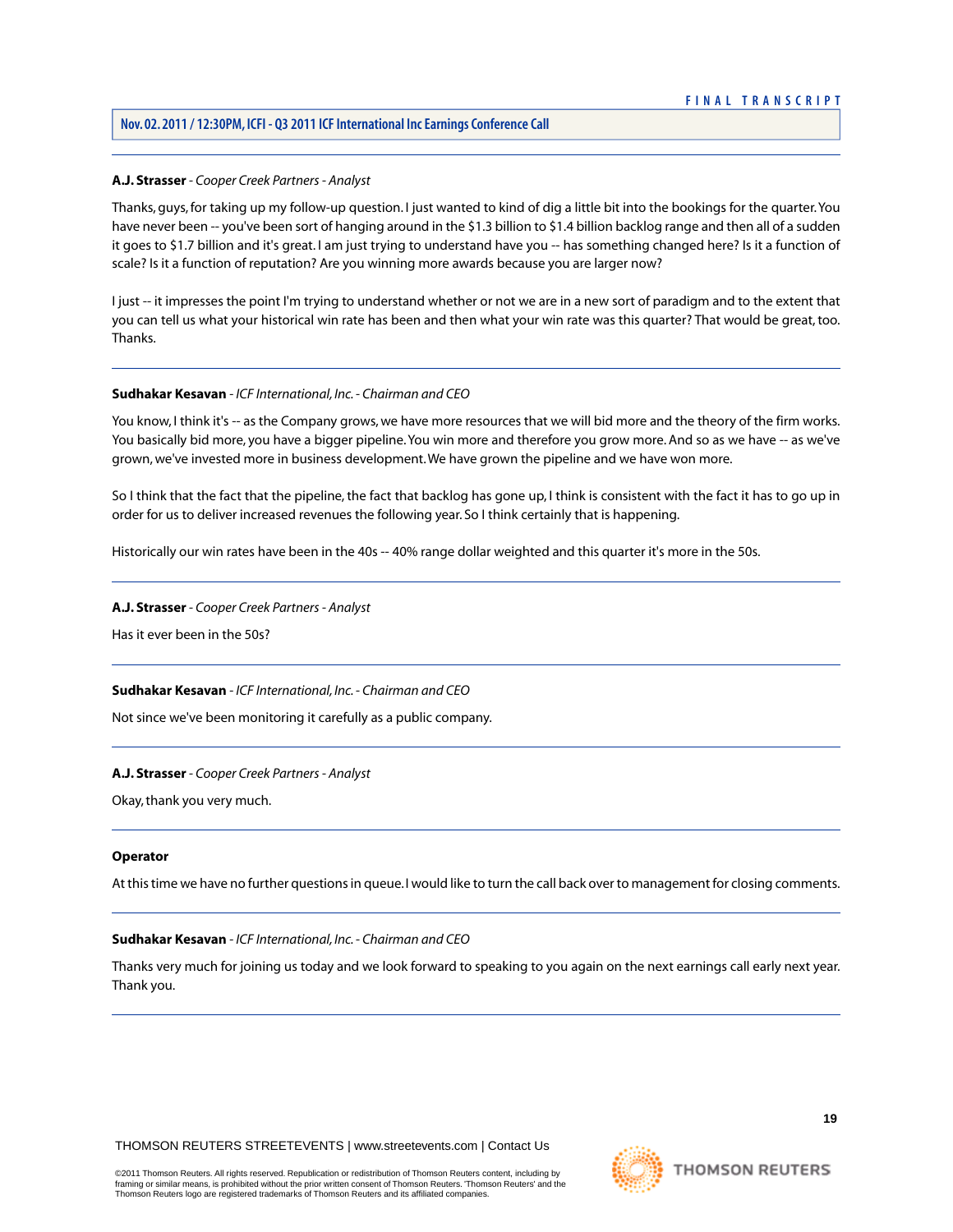**A.J. Strasser** - *Cooper Creek Partners - Analyst*

Thanks, guys, for taking up my follow-up question. I just wanted to kind of dig a little bit into the bookings for the quarter. You have never been -- you've been sort of hanging around in the $1.3 billion to $1.4 billion backlog range and then all of a sudden it goes to $1.7 billion and it's great. I am just trying to understand have you -- has something changed here? Is it a function of scale? Is it a function of reputation? Are you winning more awards because you are larger now?

I just -- it impresses the point I'm trying to understand whether or not we are in a new sort of paradigm and to the extent that you can tell us what your historical win rate has been and then what your win rate was this quarter? That would be great, too. Thanks.

---

**Sudhakar Kesavan** - *ICF International, Inc. - Chairman and CEO*

You know, I think it's -- as the Company grows, we have more resources that we will bid more and the theory of the firm works. You basically bid more, you have a bigger pipeline. You win more and therefore you grow more. And so as we have -- as we've grown, we've invested more in business development. We have grown the pipeline and we have won more.

So I think that the fact that the pipeline, the fact that backlog has gone up, I think is consistent with the fact it has to go up in order for us to deliver increased revenues the following year. So I think certainly that is happening.

Historically our win rates have been in the 40s -- 40% range dollar weighted and this quarter it's more in the 50s.

---

**A.J. Strasser** - *Cooper Creek Partners - Analyst*

Has it ever been in the 50s?

---

**Sudhakar Kesavan** - *ICF International, Inc. - Chairman and CEO*

Not since we've been monitoring it carefully as a public company.

---

**A.J. Strasser** - *Cooper Creek Partners - Analyst*

Okay, thank you very much.

---

**Operator**

At this time we have no further questions in queue. I would like to turn the call back over to management for closing comments.

---

**Sudhakar Kesavan** - *ICF International, Inc. - Chairman and CEO*

Thanks very much for joining us today and we look forward to speaking to you again on the next earnings call early next year. Thank you.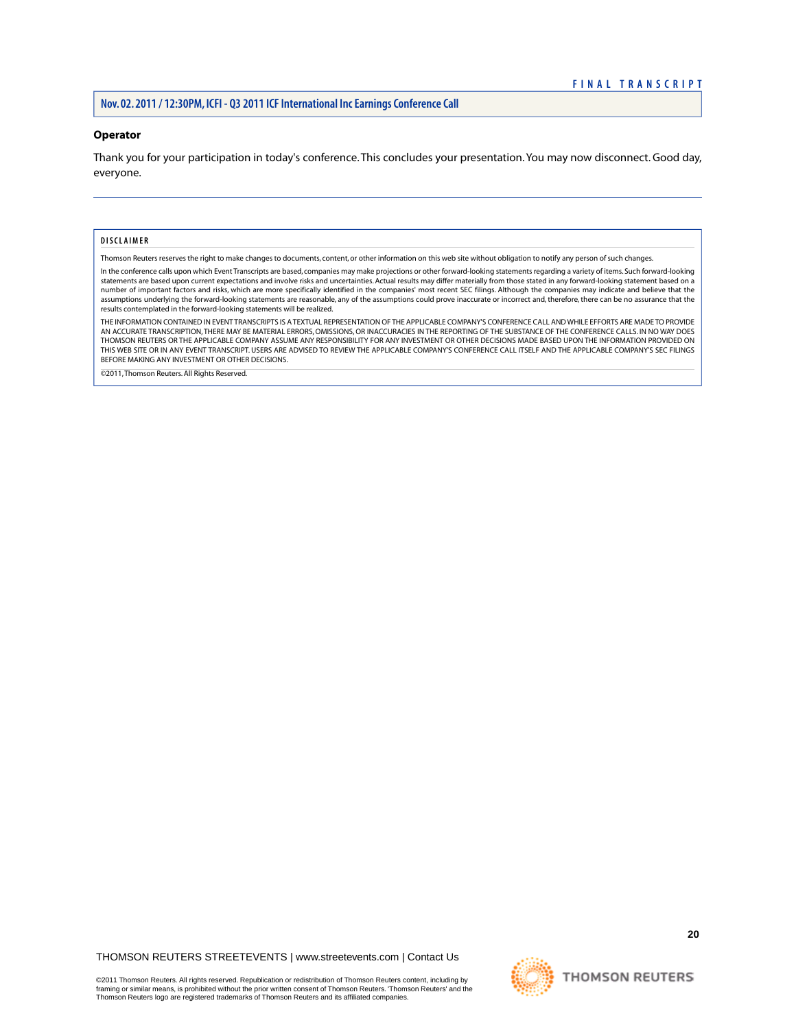**Operator**

Thank you for your participation in today's conference. This concludes your presentation. You may now disconnect. Good day, everyone.

---

**DISCLAIMER**

Thomson Reuters reserves the right to make changes to documents, content, or other information on this web site without obligation to notify any person of such changes.

In the conference calls upon which Event Transcripts are based, companies may make projections or other forward-looking statements regarding a variety of items. Such forward-looking statements are based upon current expectations and involve risks and uncertainties. Actual results may differ materially from those stated in any forward-looking statement based on a number of important factors and risks, which are more specifically identified in the companies' most recent SEC filings. Although the companies may indicate and believe that the assumptions underlying the forward-looking statements are reasonable, any of the assumptions could prove inaccurate or incorrect and, therefore, there can be no assurance that the results contemplated in the forward-looking statements will be realized.

THE INFORMATION CONTAINED IN EVENT TRANSCRIPTS IS A TEXTUAL REPRESENTATION OF THE APPLICABLE COMPANY'S CONFERENCE CALL AND WHILE EFFORTS ARE MADE TO PROVIDE AN ACCURATE TRANSCRIPTION, THERE MAY BE MATERIAL ERRORS, OMISSIONS, OR INACCURACIES IN THE REPORTING OF THE SUBSTANCE OF THE CONFERENCE CALLS. IN NO WAY DOES THOMSON REUTERS OR THE APPLICABLE COMPANY ASSUME ANY RESPONSIBILITY FOR ANY INVESTMENT OR OTHER DECISIONS MADE BASED UPON THE INFORMATION PROVIDED ON THIS WEB SITE OR IN ANY EVENT TRANSCRIPT. USERS ARE ADVISED TO REVIEW THE APPLICABLE COMPANY'S CONFERENCE CALL ITSELF AND THE APPLICABLE COMPANY'S SEC FILINGS BEFORE MAKING ANY INVESTMENT OR OTHER DECISIONS.

©2011, Thomson Reuters. All Rights Reserved.